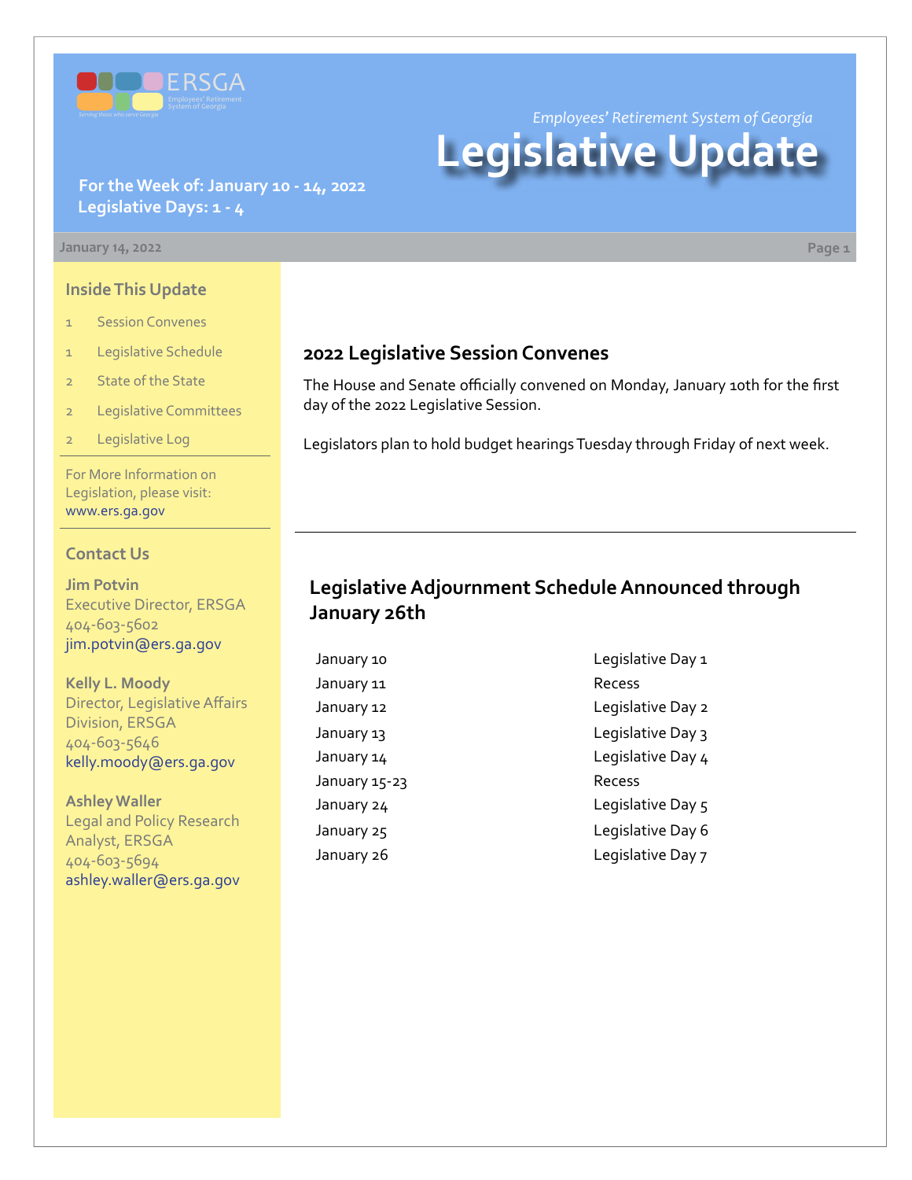*Employees' Retirement System of Georgia*

# Legislative Update

**For the Week of: January 10 - 14, 2022**
**Legislative Days: 1 - 4**

January 14, 2022

## Inside This Update

- 1 Session Convenes
- 1 Legislative Schedule
- 2 State of the State
- 2 Legislative Committees
- 2 Legislative Log

For More Information on Legislation, please visit: www.ers.ga.gov

## Contact Us

**Jim Potvin**
Executive Director, ERSGA
404-603-5602
jim.potvin@ers.ga.gov

**Kelly L. Moody**
Director, Legislative Affairs Division, ERSGA
404-603-5646
kelly.moody@ers.ga.gov

**Ashley Waller**
Legal and Policy Research Analyst, ERSGA
404-603-5694
ashley.waller@ers.ga.gov

## 2022 Legislative Session Convenes

The House and Senate officially convened on Monday, January 10th for the first day of the 2022 Legislative Session.

Legislators plan to hold budget hearings Tuesday through Friday of next week.

## Legislative Adjournment Schedule Announced through January 26th

| | |
|---|---|
| January 10 | Legislative Day 1 |
| January 11 | Recess |
| January 12 | Legislative Day 2 |
| January 13 | Legislative Day 3 |
| January 14 | Legislative Day 4 |
| January 15-23 | Recess |
| January 24 | Legislative Day 5 |
| January 25 | Legislative Day 6 |
| January 26 | Legislative Day 7 |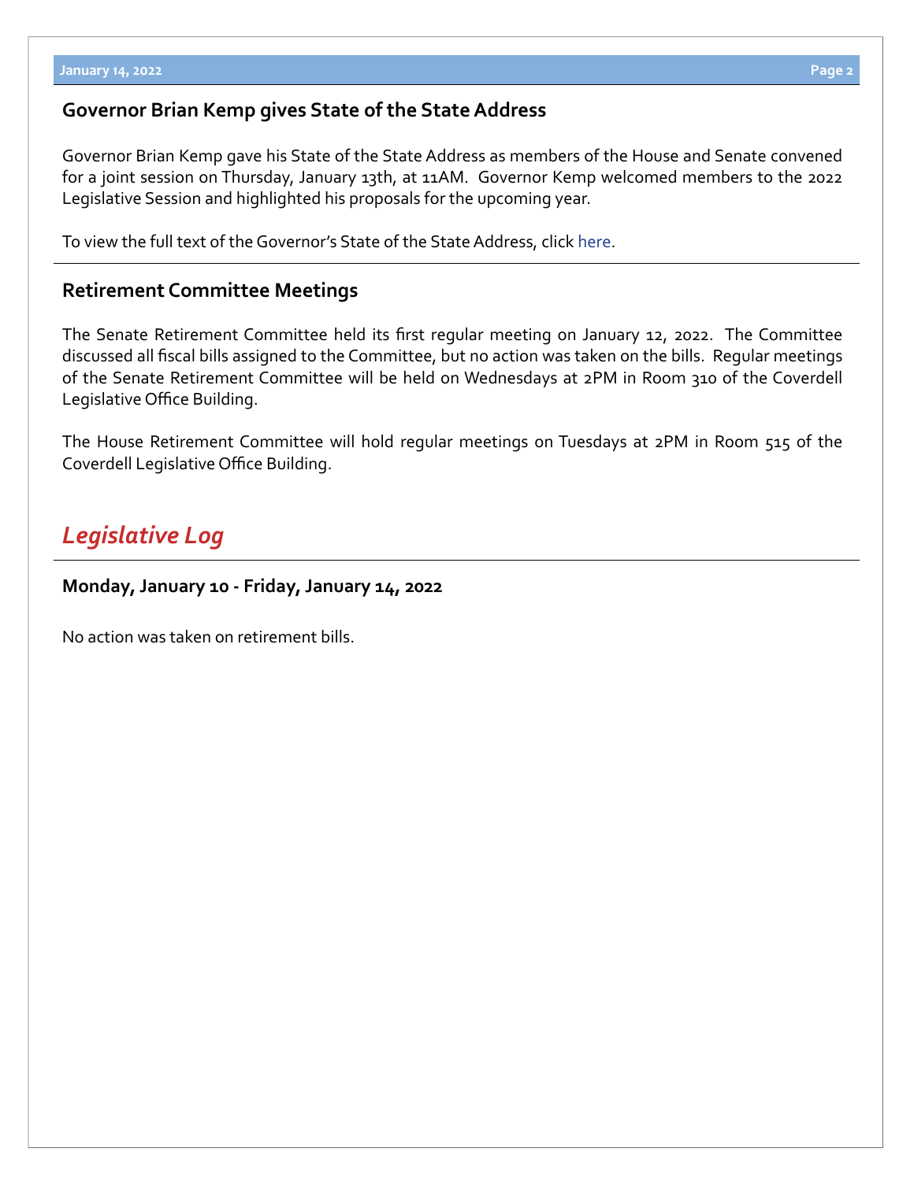## Governor Brian Kemp gives State of the State Address

Governor Brian Kemp gave his State of the State Address as members of the House and Senate convened for a joint session on Thursday, January 13th, at 11AM. Governor Kemp welcomed members to the 2022 Legislative Session and highlighted his proposals for the upcoming year.

To view the full text of the Governor's State of the State Address, click here.

## Retirement Committee Meetings

The Senate Retirement Committee held its first regular meeting on January 12, 2022. The Committee discussed all fiscal bills assigned to the Committee, but no action was taken on the bills. Regular meetings of the Senate Retirement Committee will be held on Wednesdays at 2PM in Room 310 of the Coverdell Legislative Office Building.

The House Retirement Committee will hold regular meetings on Tuesdays at 2PM in Room 515 of the Coverdell Legislative Office Building.

# *Legislative Log*

### Monday, January 10 - Friday, January 14, 2022

No action was taken on retirement bills.